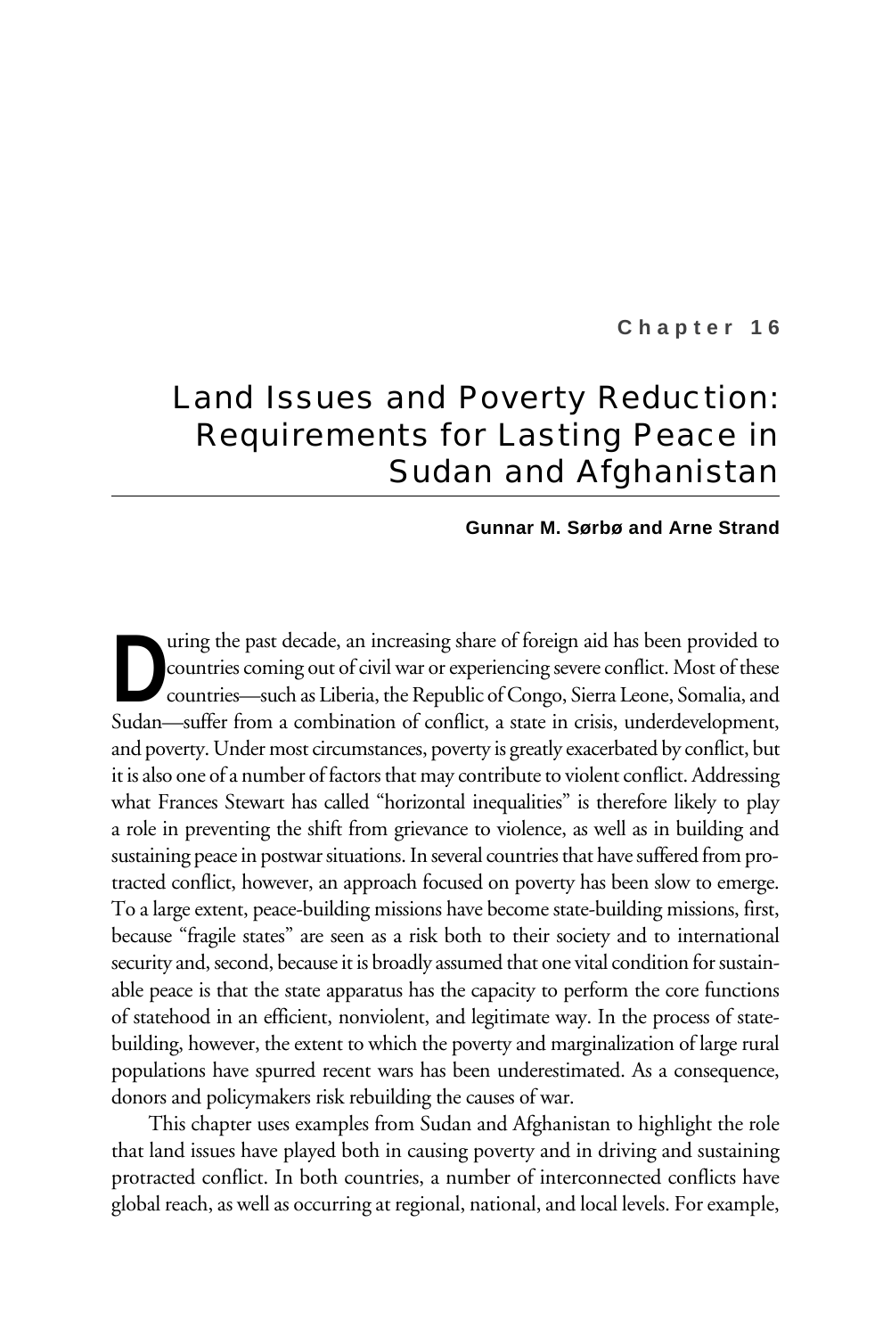Chapter 16

# Land Issues and Poverty Reduction: Requirements for Lasting Peace in Sudan and Afghanistan

**Gunnar M. Sørbø and Arne Strand**

During the past decade, an increasing share of foreign aid has been provided to countries coming out of civil war or experiencing severe conflict. Most of these countries—such as Liberia, the Republic of Congo, Sierra Leone, Somalia, and Sudan—suffer from a combination of conflict, a state in crisis, underdevelopment, and poverty. Under most circumstances, poverty is greatly exacerbated by conflict, but it is also one of a number of factors that may contribute to violent conflict. Addressing what Frances Stewart has called "horizontal inequalities" is therefore likely to play a role in preventing the shift from grievance to violence, as well as in building and sustaining peace in postwar situations. In several countries that have suffered from protracted conflict, however, an approach focused on poverty has been slow to emerge. To a large extent, peace-building missions have become state-building missions, first, because "fragile states" are seen as a risk both to their society and to international security and, second, because it is broadly assumed that one vital condition for sustainable peace is that the state apparatus has the capacity to perform the core functions of statehood in an efficient, nonviolent, and legitimate way. In the process of state-building, however, the extent to which the poverty and marginalization of large rural populations have spurred recent wars has been underestimated. As a consequence, donors and policymakers risk rebuilding the causes of war.

This chapter uses examples from Sudan and Afghanistan to highlight the role that land issues have played both in causing poverty and in driving and sustaining protracted conflict. In both countries, a number of interconnected conflicts have global reach, as well as occurring at regional, national, and local levels. For example,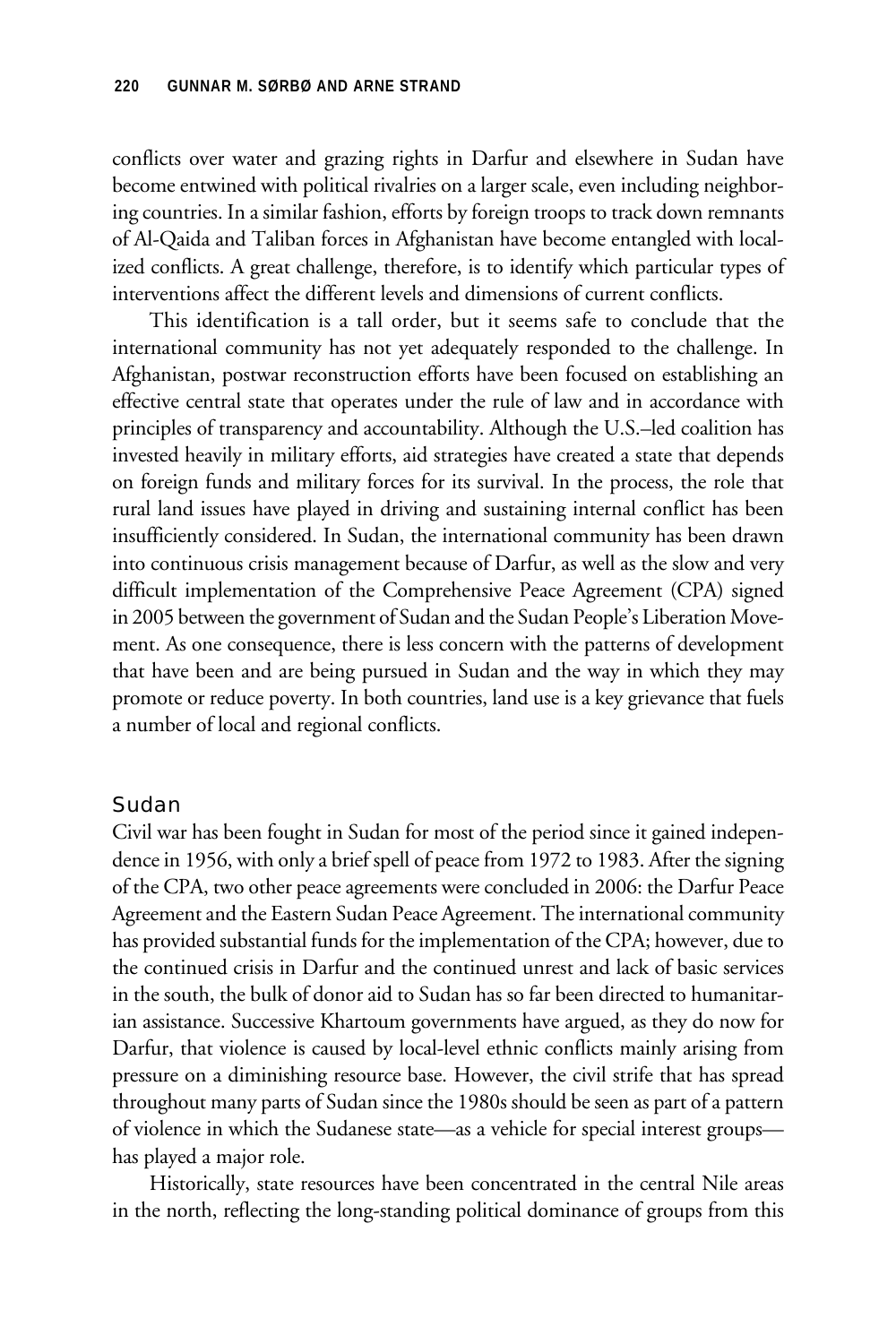conflicts over water and grazing rights in Darfur and elsewhere in Sudan have become entwined with political rivalries on a larger scale, even including neighboring countries. In a similar fashion, efforts by foreign troops to track down remnants of Al-Qaida and Taliban forces in Afghanistan have become entangled with localized conflicts. A great challenge, therefore, is to identify which particular types of interventions affect the different levels and dimensions of current conflicts.

This identification is a tall order, but it seems safe to conclude that the international community has not yet adequately responded to the challenge. In Afghanistan, postwar reconstruction efforts have been focused on establishing an effective central state that operates under the rule of law and in accordance with principles of transparency and accountability. Although the U.S.–led coalition has invested heavily in military efforts, aid strategies have created a state that depends on foreign funds and military forces for its survival. In the process, the role that rural land issues have played in driving and sustaining internal conflict has been insufficiently considered. In Sudan, the international community has been drawn into continuous crisis management because of Darfur, as well as the slow and very difficult implementation of the Comprehensive Peace Agreement (CPA) signed in 2005 between the government of Sudan and the Sudan People's Liberation Movement. As one consequence, there is less concern with the patterns of development that have been and are being pursued in Sudan and the way in which they may promote or reduce poverty. In both countries, land use is a key grievance that fuels a number of local and regional conflicts.

## Sudan

Civil war has been fought in Sudan for most of the period since it gained independence in 1956, with only a brief spell of peace from 1972 to 1983. After the signing of the CPA, two other peace agreements were concluded in 2006: the Darfur Peace Agreement and the Eastern Sudan Peace Agreement. The international community has provided substantial funds for the implementation of the CPA; however, due to the continued crisis in Darfur and the continued unrest and lack of basic services in the south, the bulk of donor aid to Sudan has so far been directed to humanitarian assistance. Successive Khartoum governments have argued, as they do now for Darfur, that violence is caused by local-level ethnic conflicts mainly arising from pressure on a diminishing resource base. However, the civil strife that has spread throughout many parts of Sudan since the 1980s should be seen as part of a pattern of violence in which the Sudanese state—as a vehicle for special interest groups—has played a major role.

Historically, state resources have been concentrated in the central Nile areas in the north, reflecting the long-standing political dominance of groups from this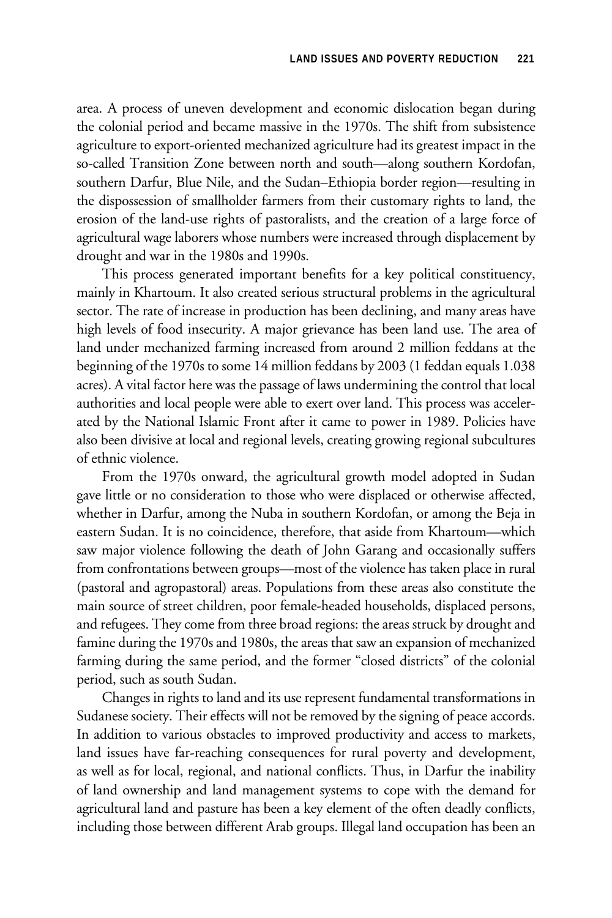area. A process of uneven development and economic dislocation began during the colonial period and became massive in the 1970s. The shift from subsistence agriculture to export-oriented mechanized agriculture had its greatest impact in the so-called Transition Zone between north and south—along southern Kordofan, southern Darfur, Blue Nile, and the Sudan–Ethiopia border region—resulting in the dispossession of smallholder farmers from their customary rights to land, the erosion of the land-use rights of pastoralists, and the creation of a large force of agricultural wage laborers whose numbers were increased through displacement by drought and war in the 1980s and 1990s.

This process generated important benefits for a key political constituency, mainly in Khartoum. It also created serious structural problems in the agricultural sector. The rate of increase in production has been declining, and many areas have high levels of food insecurity. A major grievance has been land use. The area of land under mechanized farming increased from around 2 million feddans at the beginning of the 1970s to some 14 million feddans by 2003 (1 feddan equals 1.038 acres). A vital factor here was the passage of laws undermining the control that local authorities and local people were able to exert over land. This process was accelerated by the National Islamic Front after it came to power in 1989. Policies have also been divisive at local and regional levels, creating growing regional subcultures of ethnic violence.

From the 1970s onward, the agricultural growth model adopted in Sudan gave little or no consideration to those who were displaced or otherwise affected, whether in Darfur, among the Nuba in southern Kordofan, or among the Beja in eastern Sudan. It is no coincidence, therefore, that aside from Khartoum—which saw major violence following the death of John Garang and occasionally suffers from confrontations between groups—most of the violence has taken place in rural (pastoral and agropastoral) areas. Populations from these areas also constitute the main source of street children, poor female-headed households, displaced persons, and refugees. They come from three broad regions: the areas struck by drought and famine during the 1970s and 1980s, the areas that saw an expansion of mechanized farming during the same period, and the former "closed districts" of the colonial period, such as south Sudan.

Changes in rights to land and its use represent fundamental transformations in Sudanese society. Their effects will not be removed by the signing of peace accords. In addition to various obstacles to improved productivity and access to markets, land issues have far-reaching consequences for rural poverty and development, as well as for local, regional, and national conflicts. Thus, in Darfur the inability of land ownership and land management systems to cope with the demand for agricultural land and pasture has been a key element of the often deadly conflicts, including those between different Arab groups. Illegal land occupation has been an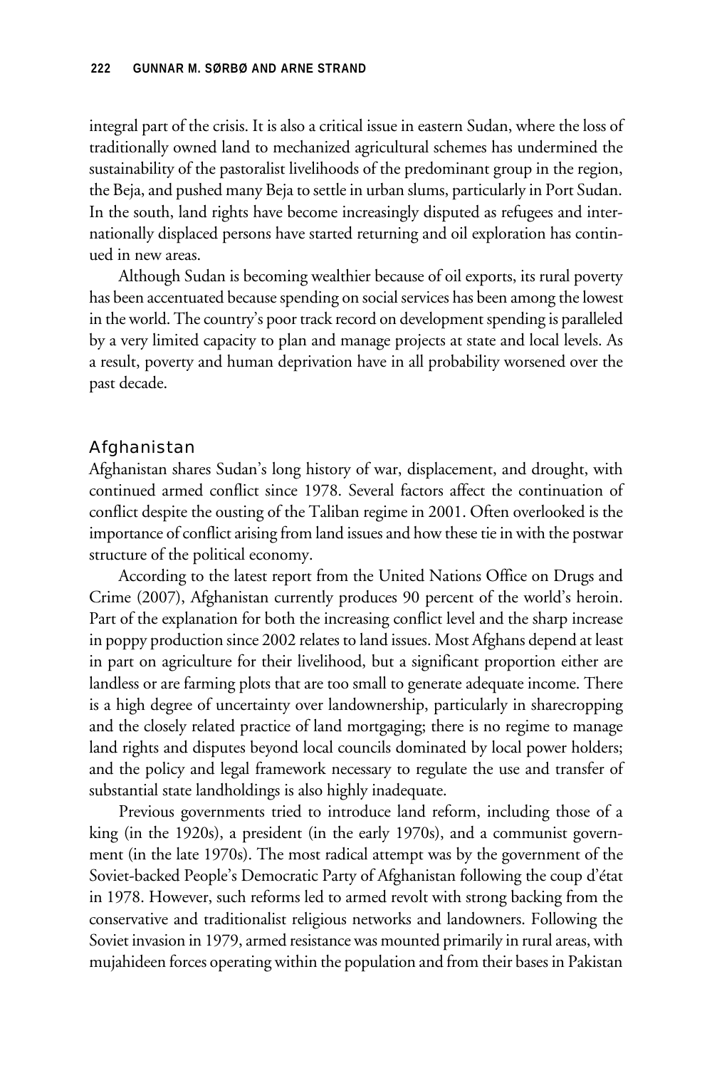integral part of the crisis. It is also a critical issue in eastern Sudan, where the loss of traditionally owned land to mechanized agricultural schemes has undermined the sustainability of the pastoralist livelihoods of the predominant group in the region, the Beja, and pushed many Beja to settle in urban slums, particularly in Port Sudan. In the south, land rights have become increasingly disputed as refugees and internationally displaced persons have started returning and oil exploration has continued in new areas.

Although Sudan is becoming wealthier because of oil exports, its rural poverty has been accentuated because spending on social services has been among the lowest in the world. The country's poor track record on development spending is paralleled by a very limited capacity to plan and manage projects at state and local levels. As a result, poverty and human deprivation have in all probability worsened over the past decade.

## Afghanistan

Afghanistan shares Sudan's long history of war, displacement, and drought, with continued armed conflict since 1978. Several factors affect the continuation of conflict despite the ousting of the Taliban regime in 2001. Often overlooked is the importance of conflict arising from land issues and how these tie in with the postwar structure of the political economy.

According to the latest report from the United Nations Office on Drugs and Crime (2007), Afghanistan currently produces 90 percent of the world's heroin. Part of the explanation for both the increasing conflict level and the sharp increase in poppy production since 2002 relates to land issues. Most Afghans depend at least in part on agriculture for their livelihood, but a significant proportion either are landless or are farming plots that are too small to generate adequate income. There is a high degree of uncertainty over landownership, particularly in sharecropping and the closely related practice of land mortgaging; there is no regime to manage land rights and disputes beyond local councils dominated by local power holders; and the policy and legal framework necessary to regulate the use and transfer of substantial state landholdings is also highly inadequate.

Previous governments tried to introduce land reform, including those of a king (in the 1920s), a president (in the early 1970s), and a communist government (in the late 1970s). The most radical attempt was by the government of the Soviet-backed People's Democratic Party of Afghanistan following the coup d'état in 1978. However, such reforms led to armed revolt with strong backing from the conservative and traditionalist religious networks and landowners. Following the Soviet invasion in 1979, armed resistance was mounted primarily in rural areas, with mujahideen forces operating within the population and from their bases in Pakistan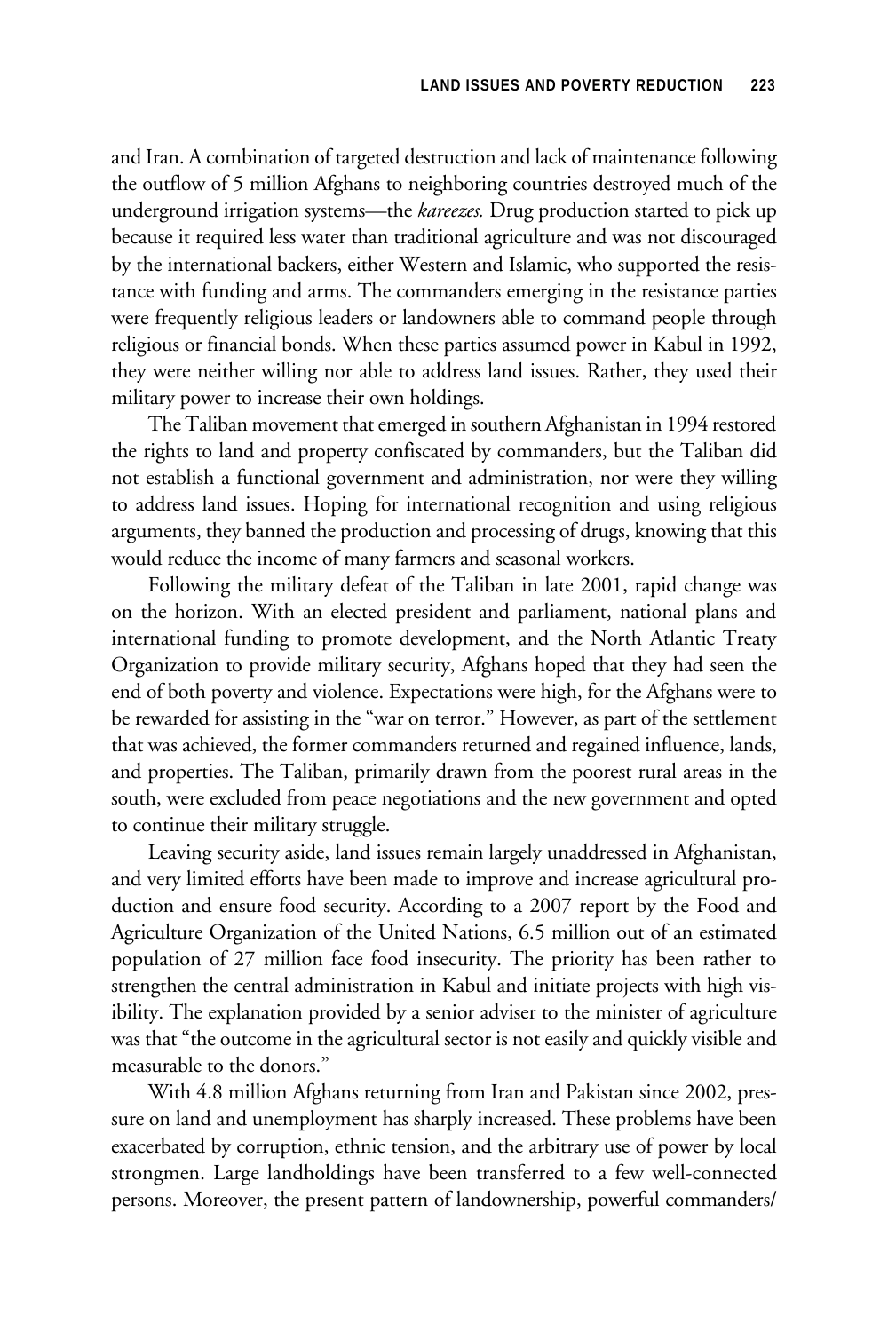and Iran. A combination of targeted destruction and lack of maintenance following the outflow of 5 million Afghans to neighboring countries destroyed much of the underground irrigation systems—the *kareezes.* Drug production started to pick up because it required less water than traditional agriculture and was not discouraged by the international backers, either Western and Islamic, who supported the resistance with funding and arms. The commanders emerging in the resistance parties were frequently religious leaders or landowners able to command people through religious or financial bonds. When these parties assumed power in Kabul in 1992, they were neither willing nor able to address land issues. Rather, they used their military power to increase their own holdings.

The Taliban movement that emerged in southern Afghanistan in 1994 restored the rights to land and property confiscated by commanders, but the Taliban did not establish a functional government and administration, nor were they willing to address land issues. Hoping for international recognition and using religious arguments, they banned the production and processing of drugs, knowing that this would reduce the income of many farmers and seasonal workers.

Following the military defeat of the Taliban in late 2001, rapid change was on the horizon. With an elected president and parliament, national plans and international funding to promote development, and the North Atlantic Treaty Organization to provide military security, Afghans hoped that they had seen the end of both poverty and violence. Expectations were high, for the Afghans were to be rewarded for assisting in the "war on terror." However, as part of the settlement that was achieved, the former commanders returned and regained influence, lands, and properties. The Taliban, primarily drawn from the poorest rural areas in the south, were excluded from peace negotiations and the new government and opted to continue their military struggle.

Leaving security aside, land issues remain largely unaddressed in Afghanistan, and very limited efforts have been made to improve and increase agricultural production and ensure food security. According to a 2007 report by the Food and Agriculture Organization of the United Nations, 6.5 million out of an estimated population of 27 million face food insecurity. The priority has been rather to strengthen the central administration in Kabul and initiate projects with high visibility. The explanation provided by a senior adviser to the minister of agriculture was that "the outcome in the agricultural sector is not easily and quickly visible and measurable to the donors."

With 4.8 million Afghans returning from Iran and Pakistan since 2002, pressure on land and unemployment has sharply increased. These problems have been exacerbated by corruption, ethnic tension, and the arbitrary use of power by local strongmen. Large landholdings have been transferred to a few well-connected persons. Moreover, the present pattern of landownership, powerful commanders/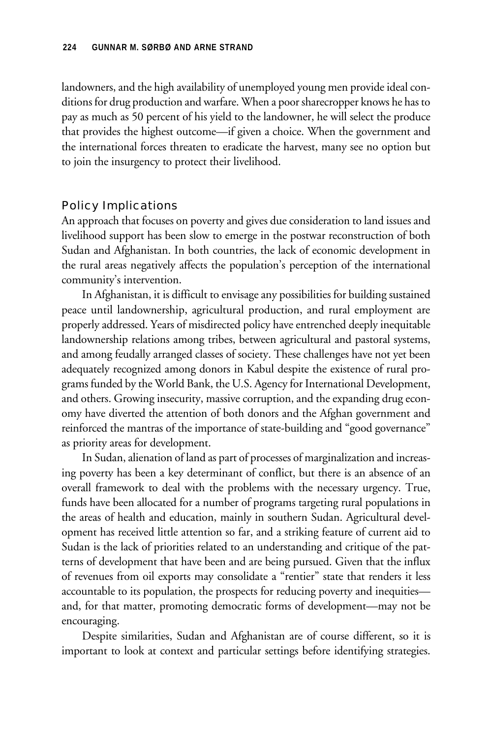landowners, and the high availability of unemployed young men provide ideal conditions for drug production and warfare. When a poor sharecropper knows he has to pay as much as 50 percent of his yield to the landowner, he will select the produce that provides the highest outcome—if given a choice. When the government and the international forces threaten to eradicate the harvest, many see no option but to join the insurgency to protect their livelihood.

## Policy Implications

An approach that focuses on poverty and gives due consideration to land issues and livelihood support has been slow to emerge in the postwar reconstruction of both Sudan and Afghanistan. In both countries, the lack of economic development in the rural areas negatively affects the population's perception of the international community's intervention.

In Afghanistan, it is difficult to envisage any possibilities for building sustained peace until landownership, agricultural production, and rural employment are properly addressed. Years of misdirected policy have entrenched deeply inequitable landownership relations among tribes, between agricultural and pastoral systems, and among feudally arranged classes of society. These challenges have not yet been adequately recognized among donors in Kabul despite the existence of rural programs funded by the World Bank, the U.S. Agency for International Development, and others. Growing insecurity, massive corruption, and the expanding drug economy have diverted the attention of both donors and the Afghan government and reinforced the mantras of the importance of state-building and "good governance" as priority areas for development.

In Sudan, alienation of land as part of processes of marginalization and increasing poverty has been a key determinant of conflict, but there is an absence of an overall framework to deal with the problems with the necessary urgency. True, funds have been allocated for a number of programs targeting rural populations in the areas of health and education, mainly in southern Sudan. Agricultural development has received little attention so far, and a striking feature of current aid to Sudan is the lack of priorities related to an understanding and critique of the patterns of development that have been and are being pursued. Given that the influx of revenues from oil exports may consolidate a "rentier" state that renders it less accountable to its population, the prospects for reducing poverty and inequities—and, for that matter, promoting democratic forms of development—may not be encouraging.

Despite similarities, Sudan and Afghanistan are of course different, so it is important to look at context and particular settings before identifying strategies.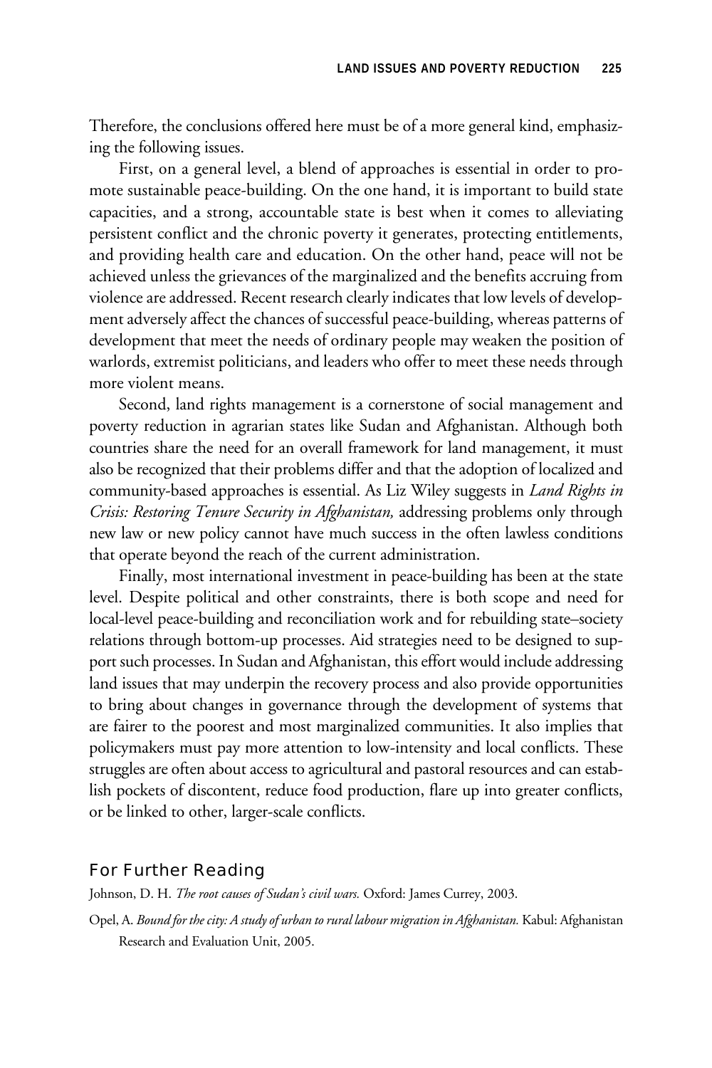Therefore, the conclusions offered here must be of a more general kind, emphasizing the following issues.

First, on a general level, a blend of approaches is essential in order to promote sustainable peace-building. On the one hand, it is important to build state capacities, and a strong, accountable state is best when it comes to alleviating persistent conflict and the chronic poverty it generates, protecting entitlements, and providing health care and education. On the other hand, peace will not be achieved unless the grievances of the marginalized and the benefits accruing from violence are addressed. Recent research clearly indicates that low levels of development adversely affect the chances of successful peace-building, whereas patterns of development that meet the needs of ordinary people may weaken the position of warlords, extremist politicians, and leaders who offer to meet these needs through more violent means.

Second, land rights management is a cornerstone of social management and poverty reduction in agrarian states like Sudan and Afghanistan. Although both countries share the need for an overall framework for land management, it must also be recognized that their problems differ and that the adoption of localized and community-based approaches is essential. As Liz Wiley suggests in *Land Rights in Crisis: Restoring Tenure Security in Afghanistan,* addressing problems only through new law or new policy cannot have much success in the often lawless conditions that operate beyond the reach of the current administration.

Finally, most international investment in peace-building has been at the state level. Despite political and other constraints, there is both scope and need for local-level peace-building and reconciliation work and for rebuilding state–society relations through bottom-up processes. Aid strategies need to be designed to support such processes. In Sudan and Afghanistan, this effort would include addressing land issues that may underpin the recovery process and also provide opportunities to bring about changes in governance through the development of systems that are fairer to the poorest and most marginalized communities. It also implies that policymakers must pay more attention to low-intensity and local conflicts. These struggles are often about access to agricultural and pastoral resources and can establish pockets of discontent, reduce food production, flare up into greater conflicts, or be linked to other, larger-scale conflicts.

## For Further Reading

Johnson, D. H. *The root causes of Sudan's civil wars.* Oxford: James Currey, 2003.

Opel, A. *Bound for the city: A study of urban to rural labour migration in Afghanistan.* Kabul: Afghanistan Research and Evaluation Unit, 2005.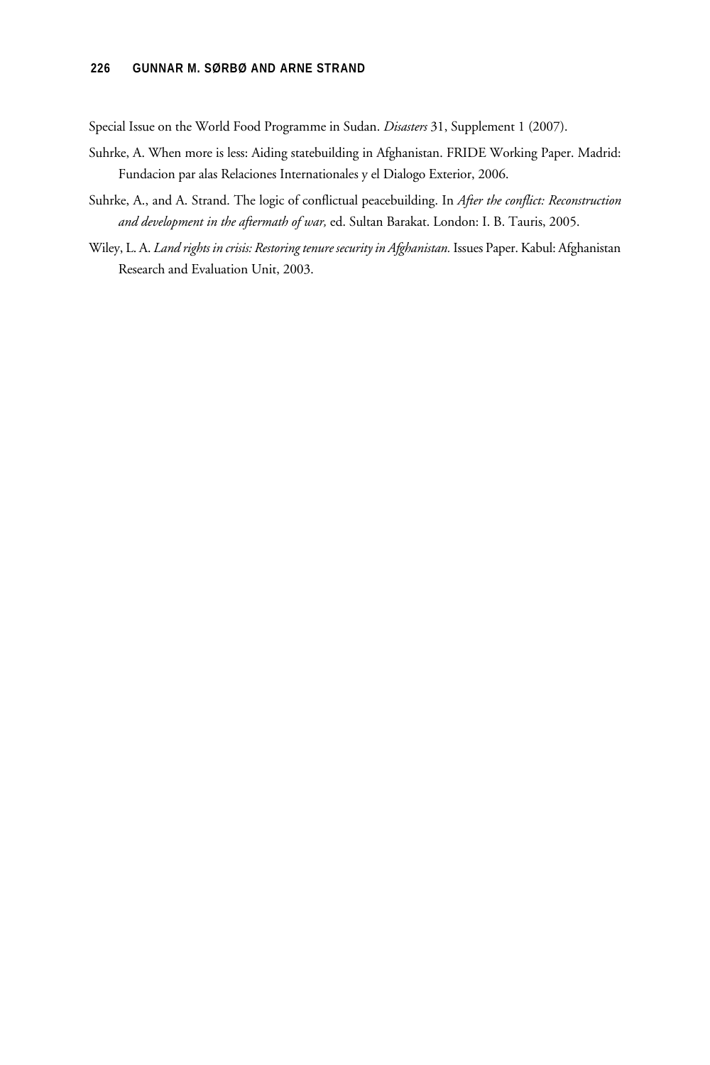Special Issue on the World Food Programme in Sudan. *Disasters* 31, Supplement 1 (2007).

Suhrke, A. When more is less: Aiding statebuilding in Afghanistan. FRIDE Working Paper. Madrid: Fundacion par alas Relaciones Internationales y el Dialogo Exterior, 2006.

Suhrke, A., and A. Strand. The logic of conflictual peacebuilding. In *After the conflict: Reconstruction and development in the aftermath of war,* ed. Sultan Barakat. London: I. B. Tauris, 2005.

Wiley, L. A. *Land rights in crisis: Restoring tenure security in Afghanistan.* Issues Paper. Kabul: Afghanistan Research and Evaluation Unit, 2003.